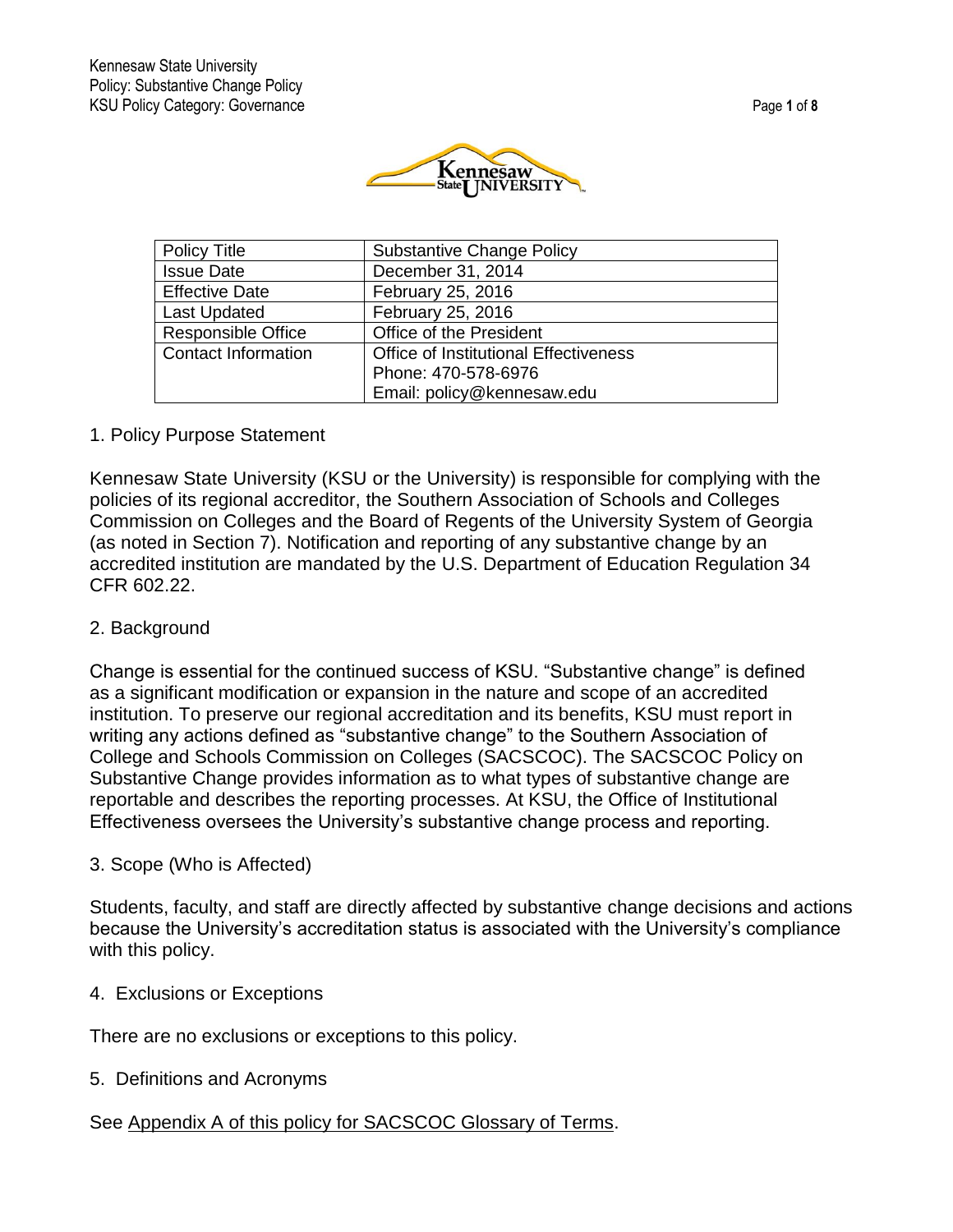| Policy Title | Substantive Change Policy |
| --- | --- |
| Issue Date | December 31, 2014 |
| Effective Date | February 25, 2016 |
| Last Updated | February 25, 2016 |
| Responsible Office | Office of the President |
| Contact Information | Office of Institutional Effectiveness<br>Phone: 470-578-6976<br>Email: policy@kennesaw.edu |

## 1. Policy Purpose Statement

Kennesaw State University (KSU or the University) is responsible for complying with the policies of its regional accreditor, the Southern Association of Schools and Colleges Commission on Colleges and the Board of Regents of the University System of Georgia (as noted in Section 7). Notification and reporting of any substantive change by an accredited institution are mandated by the U.S. Department of Education Regulation 34 CFR 602.22.

## 2. Background

Change is essential for the continued success of KSU. "Substantive change" is defined as a significant modification or expansion in the nature and scope of an accredited institution. To preserve our regional accreditation and its benefits, KSU must report in writing any actions defined as "substantive change" to the Southern Association of College and Schools Commission on Colleges (SACSCOC). The SACSCOC Policy on Substantive Change provides information as to what types of substantive change are reportable and describes the reporting processes. At KSU, the Office of Institutional Effectiveness oversees the University's substantive change process and reporting.

## 3. Scope (Who is Affected)

Students, faculty, and staff are directly affected by substantive change decisions and actions because the University's accreditation status is associated with the University's compliance with this policy.

## 4. Exclusions or Exceptions

There are no exclusions or exceptions to this policy.

## 5. Definitions and Acronyms

See Appendix A of this policy for SACSCOC Glossary of Terms.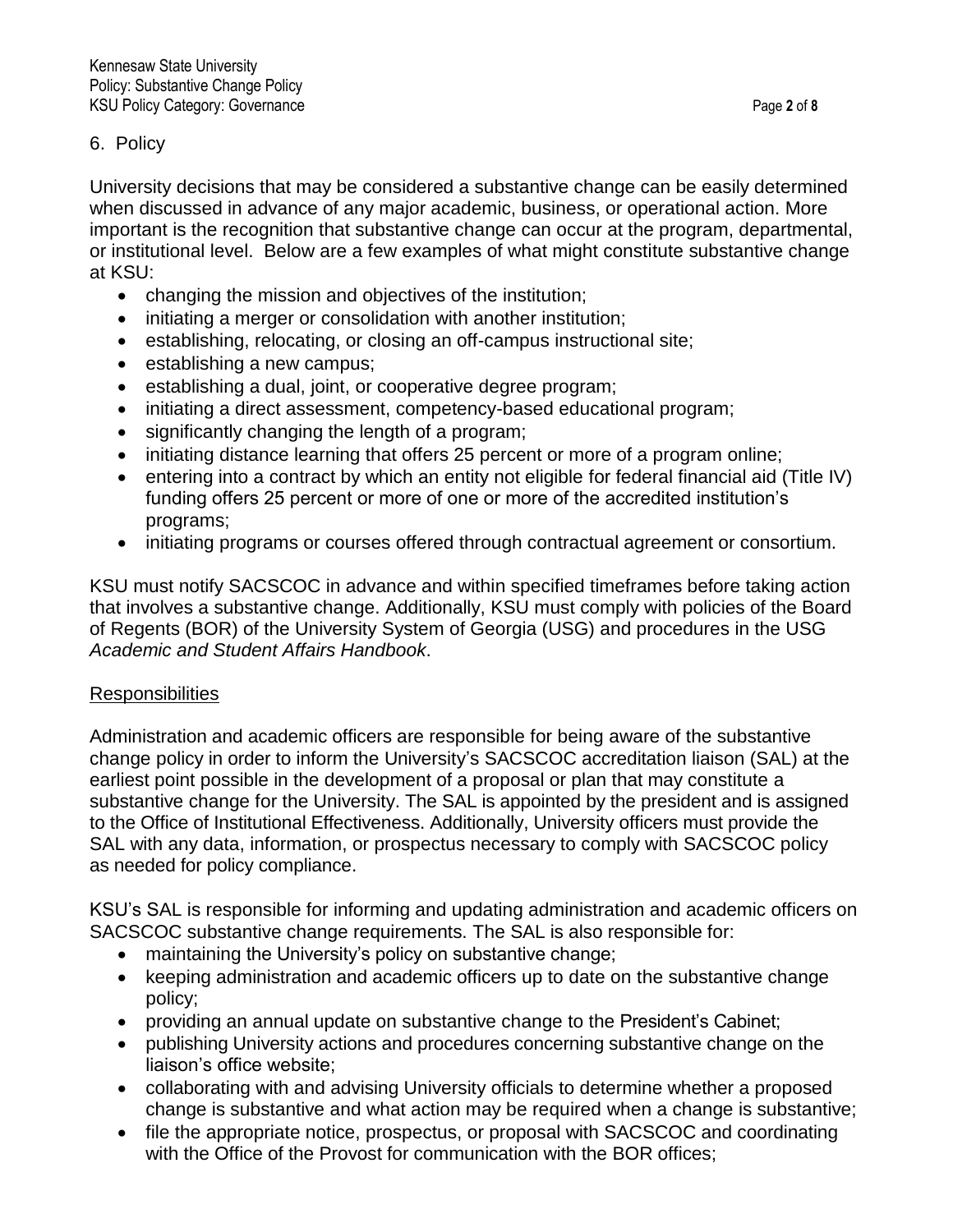## 6. Policy

University decisions that may be considered a substantive change can be easily determined when discussed in advance of any major academic, business, or operational action. More important is the recognition that substantive change can occur at the program, departmental, or institutional level. Below are a few examples of what might constitute substantive change at KSU:

- changing the mission and objectives of the institution;
- initiating a merger or consolidation with another institution;
- establishing, relocating, or closing an off-campus instructional site;
- establishing a new campus;
- establishing a dual, joint, or cooperative degree program;
- initiating a direct assessment, competency-based educational program;
- significantly changing the length of a program;
- initiating distance learning that offers 25 percent or more of a program online;
- entering into a contract by which an entity not eligible for federal financial aid (Title IV) funding offers 25 percent or more of one or more of the accredited institution's programs;
- initiating programs or courses offered through contractual agreement or consortium.

KSU must notify SACSCOC in advance and within specified timeframes before taking action that involves a substantive change. Additionally, KSU must comply with policies of the Board of Regents (BOR) of the University System of Georgia (USG) and procedures in the USG *Academic and Student Affairs Handbook*.

### Responsibilities

Administration and academic officers are responsible for being aware of the substantive change policy in order to inform the University's SACSCOC accreditation liaison (SAL) at the earliest point possible in the development of a proposal or plan that may constitute a substantive change for the University. The SAL is appointed by the president and is assigned to the Office of Institutional Effectiveness. Additionally, University officers must provide the SAL with any data, information, or prospectus necessary to comply with SACSCOC policy as needed for policy compliance.

KSU's SAL is responsible for informing and updating administration and academic officers on SACSCOC substantive change requirements. The SAL is also responsible for:

- maintaining the University's policy on substantive change;
- keeping administration and academic officers up to date on the substantive change policy;
- providing an annual update on substantive change to the President's Cabinet;
- publishing University actions and procedures concerning substantive change on the liaison's office website;
- collaborating with and advising University officials to determine whether a proposed change is substantive and what action may be required when a change is substantive;
- file the appropriate notice, prospectus, or proposal with SACSCOC and coordinating with the Office of the Provost for communication with the BOR offices;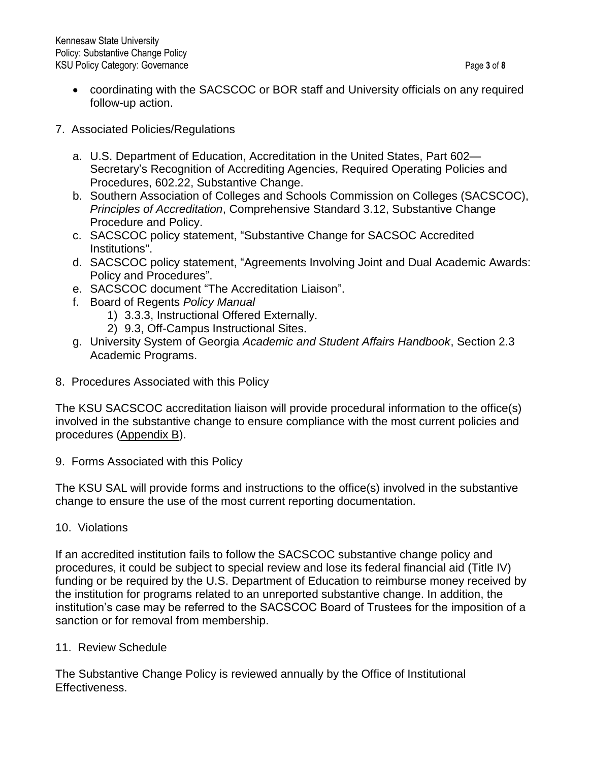- coordinating with the SACSCOC or BOR staff and University officials on any required follow-up action.

7. Associated Policies/Regulations

   a. U.S. Department of Education, Accreditation in the United States, Part 602—Secretary's Recognition of Accrediting Agencies, Required Operating Policies and Procedures, 602.22, Substantive Change.
   b. Southern Association of Colleges and Schools Commission on Colleges (SACSCOC), *Principles of Accreditation*, Comprehensive Standard 3.12, Substantive Change Procedure and Policy.
   c. SACSCOC policy statement, "Substantive Change for SACSOC Accredited Institutions".
   d. SACSCOC policy statement, "Agreements Involving Joint and Dual Academic Awards: Policy and Procedures".
   e. SACSCOC document "The Accreditation Liaison".
   f. Board of Regents *Policy Manual*
      1) 3.3.3, Instructional Offered Externally.
      2) 9.3, Off-Campus Instructional Sites.
   g. University System of Georgia *Academic and Student Affairs Handbook*, Section 2.3 Academic Programs.

8. Procedures Associated with this Policy

The KSU SACSCOC accreditation liaison will provide procedural information to the office(s) involved in the substantive change to ensure compliance with the most current policies and procedures (Appendix B).

9. Forms Associated with this Policy

The KSU SAL will provide forms and instructions to the office(s) involved in the substantive change to ensure the use of the most current reporting documentation.

10. Violations

If an accredited institution fails to follow the SACSCOC substantive change policy and procedures, it could be subject to special review and lose its federal financial aid (Title IV) funding or be required by the U.S. Department of Education to reimburse money received by the institution for programs related to an unreported substantive change. In addition, the institution's case may be referred to the SACSCOC Board of Trustees for the imposition of a sanction or for removal from membership.

11. Review Schedule

The Substantive Change Policy is reviewed annually by the Office of Institutional Effectiveness.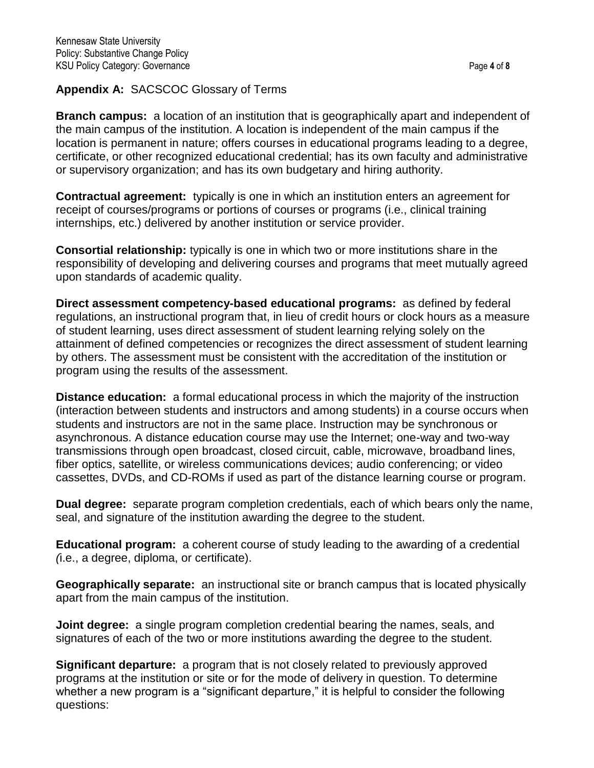**Appendix A:** SACSCOC Glossary of Terms

**Branch campus:** a location of an institution that is geographically apart and independent of the main campus of the institution. A location is independent of the main campus if the location is permanent in nature; offers courses in educational programs leading to a degree, certificate, or other recognized educational credential; has its own faculty and administrative or supervisory organization; and has its own budgetary and hiring authority.

**Contractual agreement:** typically is one in which an institution enters an agreement for receipt of courses/programs or portions of courses or programs (i.e., clinical training internships, etc.) delivered by another institution or service provider.

**Consortial relationship:** typically is one in which two or more institutions share in the responsibility of developing and delivering courses and programs that meet mutually agreed upon standards of academic quality.

**Direct assessment competency-based educational programs:** as defined by federal regulations, an instructional program that, in lieu of credit hours or clock hours as a measure of student learning, uses direct assessment of student learning relying solely on the attainment of defined competencies or recognizes the direct assessment of student learning by others. The assessment must be consistent with the accreditation of the institution or program using the results of the assessment.

**Distance education:** a formal educational process in which the majority of the instruction (interaction between students and instructors and among students) in a course occurs when students and instructors are not in the same place. Instruction may be synchronous or asynchronous. A distance education course may use the Internet; one-way and two-way transmissions through open broadcast, closed circuit, cable, microwave, broadband lines, fiber optics, satellite, or wireless communications devices; audio conferencing; or video cassettes, DVDs, and CD-ROMs if used as part of the distance learning course or program.

**Dual degree:** separate program completion credentials, each of which bears only the name, seal, and signature of the institution awarding the degree to the student.

**Educational program:** a coherent course of study leading to the awarding of a credential *(*i.e., a degree, diploma, or certificate).

**Geographically separate:** an instructional site or branch campus that is located physically apart from the main campus of the institution.

**Joint degree:** a single program completion credential bearing the names, seals, and signatures of each of the two or more institutions awarding the degree to the student.

**Significant departure:** a program that is not closely related to previously approved programs at the institution or site or for the mode of delivery in question. To determine whether a new program is a "significant departure," it is helpful to consider the following questions: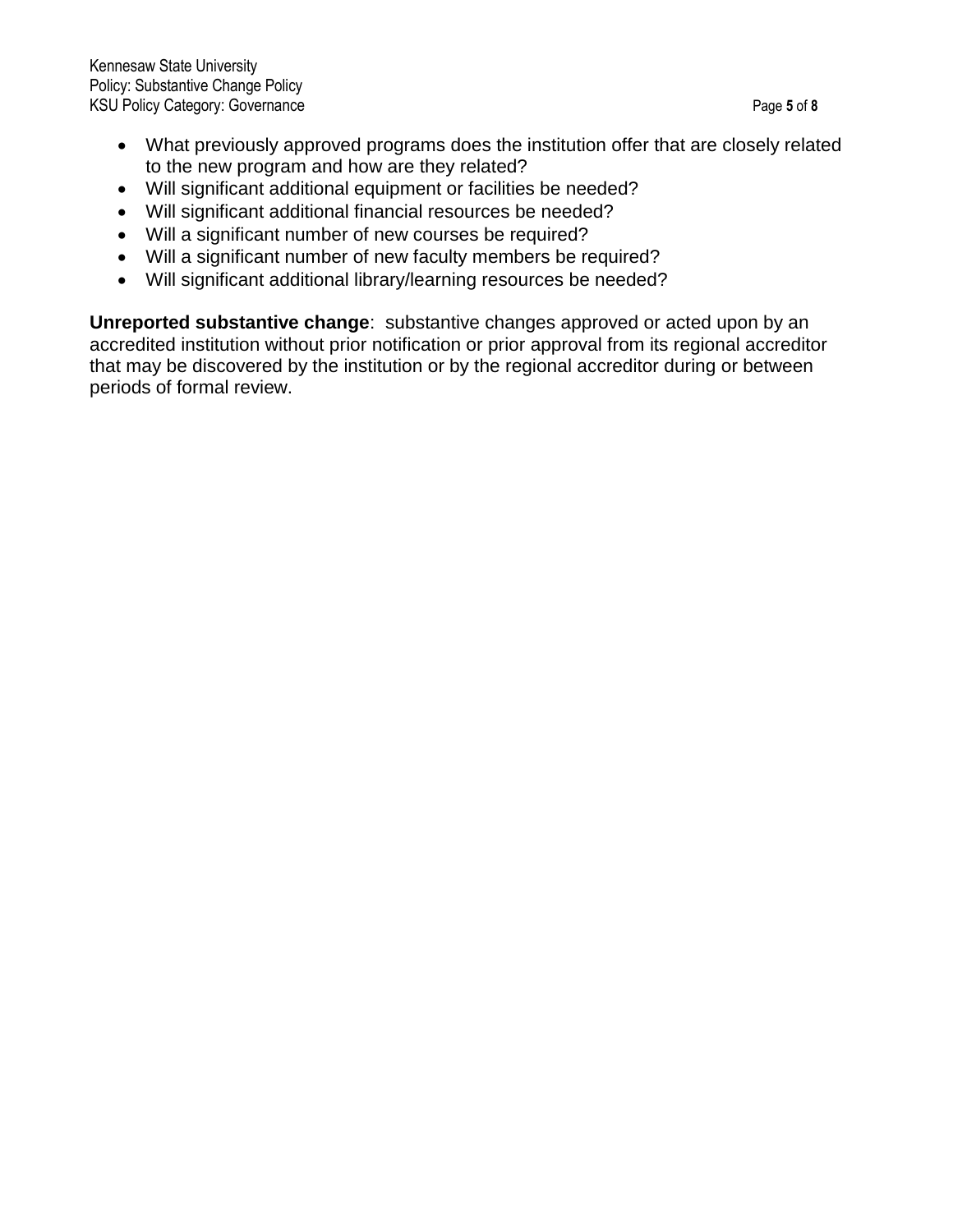- What previously approved programs does the institution offer that are closely related to the new program and how are they related?
- Will significant additional equipment or facilities be needed?
- Will significant additional financial resources be needed?
- Will a significant number of new courses be required?
- Will a significant number of new faculty members be required?
- Will significant additional library/learning resources be needed?

**Unreported substantive change**: substantive changes approved or acted upon by an accredited institution without prior notification or prior approval from its regional accreditor that may be discovered by the institution or by the regional accreditor during or between periods of formal review.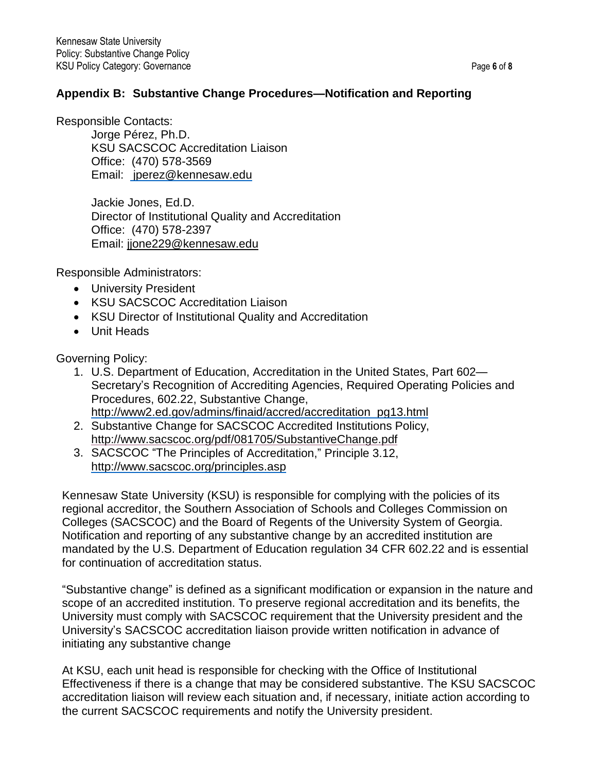## Appendix B: Substantive Change Procedures—Notification and Reporting

Responsible Contacts:

Jorge Pérez, Ph.D.
KSU SACSCOC Accreditation Liaison
Office: (470) 578-3569
Email: jperez@kennesaw.edu

Jackie Jones, Ed.D.
Director of Institutional Quality and Accreditation
Office: (470) 578-2397
Email: jjone229@kennesaw.edu

Responsible Administrators:

- University President
- KSU SACSCOC Accreditation Liaison
- KSU Director of Institutional Quality and Accreditation
- Unit Heads

Governing Policy:

1. U.S. Department of Education, Accreditation in the United States, Part 602—Secretary's Recognition of Accrediting Agencies, Required Operating Policies and Procedures, 602.22, Substantive Change, http://www2.ed.gov/admins/finaid/accred/accreditation_pg13.html
2. Substantive Change for SACSCOC Accredited Institutions Policy, http://www.sacscoc.org/pdf/081705/SubstantiveChange.pdf
3. SACSCOC "The Principles of Accreditation," Principle 3.12, http://www.sacscoc.org/principles.asp

Kennesaw State University (KSU) is responsible for complying with the policies of its regional accreditor, the Southern Association of Schools and Colleges Commission on Colleges (SACSCOC) and the Board of Regents of the University System of Georgia. Notification and reporting of any substantive change by an accredited institution are mandated by the U.S. Department of Education regulation 34 CFR 602.22 and is essential for continuation of accreditation status.

"Substantive change" is defined as a significant modification or expansion in the nature and scope of an accredited institution. To preserve regional accreditation and its benefits, the University must comply with SACSCOC requirement that the University president and the University's SACSCOC accreditation liaison provide written notification in advance of initiating any substantive change

At KSU, each unit head is responsible for checking with the Office of Institutional Effectiveness if there is a change that may be considered substantive. The KSU SACSCOC accreditation liaison will review each situation and, if necessary, initiate action according to the current SACSCOC requirements and notify the University president.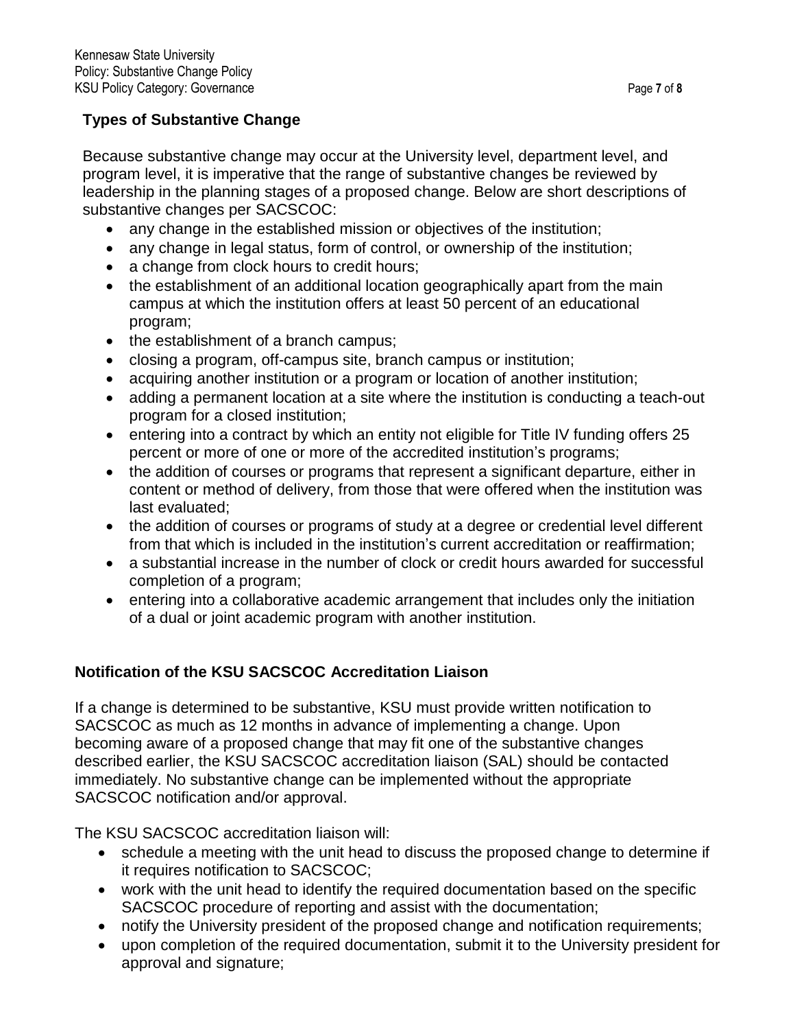## Types of Substantive Change

Because substantive change may occur at the University level, department level, and program level, it is imperative that the range of substantive changes be reviewed by leadership in the planning stages of a proposed change. Below are short descriptions of substantive changes per SACSCOC:

- any change in the established mission or objectives of the institution;
- any change in legal status, form of control, or ownership of the institution;
- a change from clock hours to credit hours;
- the establishment of an additional location geographically apart from the main campus at which the institution offers at least 50 percent of an educational program;
- the establishment of a branch campus;
- closing a program, off-campus site, branch campus or institution;
- acquiring another institution or a program or location of another institution;
- adding a permanent location at a site where the institution is conducting a teach-out program for a closed institution;
- entering into a contract by which an entity not eligible for Title IV funding offers 25 percent or more of one or more of the accredited institution's programs;
- the addition of courses or programs that represent a significant departure, either in content or method of delivery, from those that were offered when the institution was last evaluated;
- the addition of courses or programs of study at a degree or credential level different from that which is included in the institution's current accreditation or reaffirmation;
- a substantial increase in the number of clock or credit hours awarded for successful completion of a program;
- entering into a collaborative academic arrangement that includes only the initiation of a dual or joint academic program with another institution.

## Notification of the KSU SACSCOC Accreditation Liaison

If a change is determined to be substantive, KSU must provide written notification to SACSCOC as much as 12 months in advance of implementing a change. Upon becoming aware of a proposed change that may fit one of the substantive changes described earlier, the KSU SACSCOC accreditation liaison (SAL) should be contacted immediately. No substantive change can be implemented without the appropriate SACSCOC notification and/or approval.

The KSU SACSCOC accreditation liaison will:

- schedule a meeting with the unit head to discuss the proposed change to determine if it requires notification to SACSCOC;
- work with the unit head to identify the required documentation based on the specific SACSCOC procedure of reporting and assist with the documentation;
- notify the University president of the proposed change and notification requirements;
- upon completion of the required documentation, submit it to the University president for approval and signature;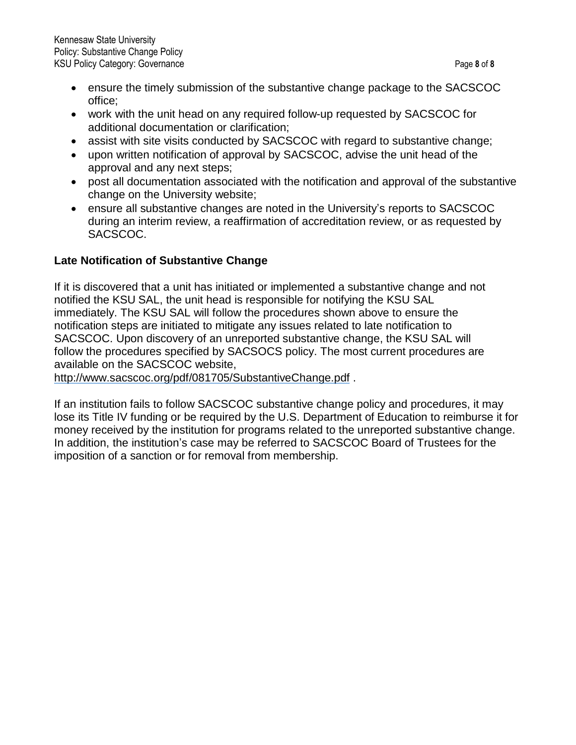- ensure the timely submission of the substantive change package to the SACSCOC office;
- work with the unit head on any required follow-up requested by SACSCOC for additional documentation or clarification;
- assist with site visits conducted by SACSCOC with regard to substantive change;
- upon written notification of approval by SACSCOC, advise the unit head of the approval and any next steps;
- post all documentation associated with the notification and approval of the substantive change on the University website;
- ensure all substantive changes are noted in the University's reports to SACSCOC during an interim review, a reaffirmation of accreditation review, or as requested by SACSCOC.

**Late Notification of Substantive Change**

If it is discovered that a unit has initiated or implemented a substantive change and not notified the KSU SAL, the unit head is responsible for notifying the KSU SAL immediately. The KSU SAL will follow the procedures shown above to ensure the notification steps are initiated to mitigate any issues related to late notification to SACSCOC. Upon discovery of an unreported substantive change, the KSU SAL will follow the procedures specified by SACSOCS policy. The most current procedures are available on the SACSCOC website, http://www.sacscoc.org/pdf/081705/SubstantiveChange.pdf .

If an institution fails to follow SACSCOC substantive change policy and procedures, it may lose its Title IV funding or be required by the U.S. Department of Education to reimburse it for money received by the institution for programs related to the unreported substantive change. In addition, the institution's case may be referred to SACSCOC Board of Trustees for the imposition of a sanction or for removal from membership.